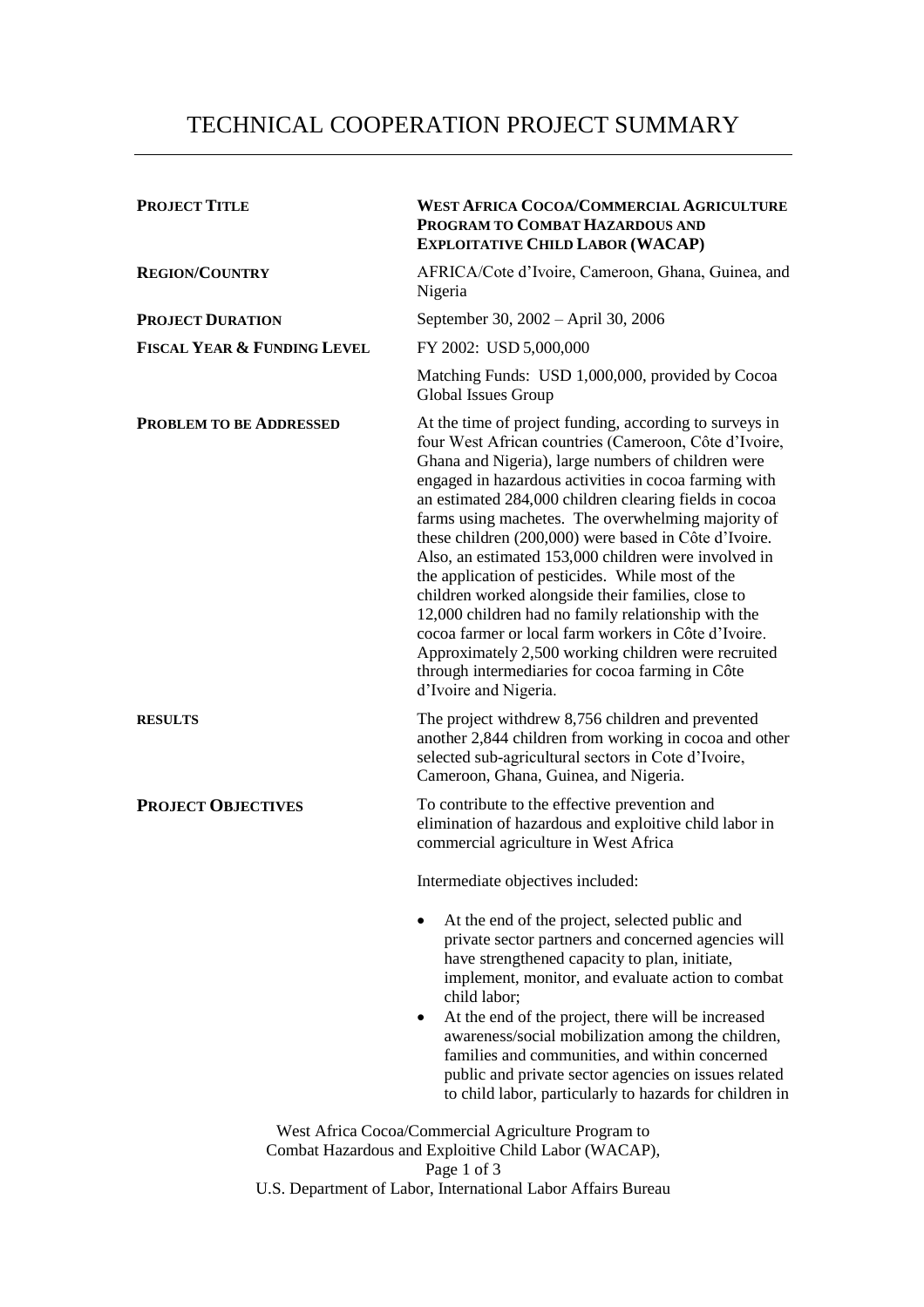# TECHNICAL COOPERATION PROJECT SUMMARY

| | |
|---|---|
| **PROJECT TITLE** | **WEST AFRICA COCOA/COMMERCIAL AGRICULTURE PROGRAM TO COMBAT HAZARDOUS AND EXPLOITATIVE CHILD LABOR (WACAP)** |
| **REGION/COUNTRY** | AFRICA/Cote d'Ivoire, Cameroon, Ghana, Guinea, and Nigeria |
| **PROJECT DURATION** | September 30, 2002 – April 30, 2006 |
| **FISCAL YEAR & FUNDING LEVEL** | FY 2002: USD 5,000,000<br><br>Matching Funds: USD 1,000,000, provided by Cocoa Global Issues Group |
| **PROBLEM TO BE ADDRESSED** | At the time of project funding, according to surveys in four West African countries (Cameroon, Côte d'Ivoire, Ghana and Nigeria), large numbers of children were engaged in hazardous activities in cocoa farming with an estimated 284,000 children clearing fields in cocoa farms using machetes. The overwhelming majority of these children (200,000) were based in Côte d'Ivoire. Also, an estimated 153,000 children were involved in the application of pesticides. While most of the children worked alongside their families, close to 12,000 children had no family relationship with the cocoa farmer or local farm workers in Côte d'Ivoire. Approximately 2,500 working children were recruited through intermediaries for cocoa farming in Côte d'Ivoire and Nigeria. |
| **RESULTS** | The project withdrew 8,756 children and prevented another 2,844 children from working in cocoa and other selected sub-agricultural sectors in Cote d'Ivoire, Cameroon, Ghana, Guinea, and Nigeria. |
| **PROJECT OBJECTIVES** | To contribute to the effective prevention and elimination of hazardous and exploitive child labor in commercial agriculture in West Africa<br><br>Intermediate objectives included:<br><br>• At the end of the project, selected public and private sector partners and concerned agencies will have strengthened capacity to plan, initiate, implement, monitor, and evaluate action to combat child labor;<br>• At the end of the project, there will be increased awareness/social mobilization among the children, families and communities, and within concerned public and private sector agencies on issues related to child labor, particularly to hazards for children in |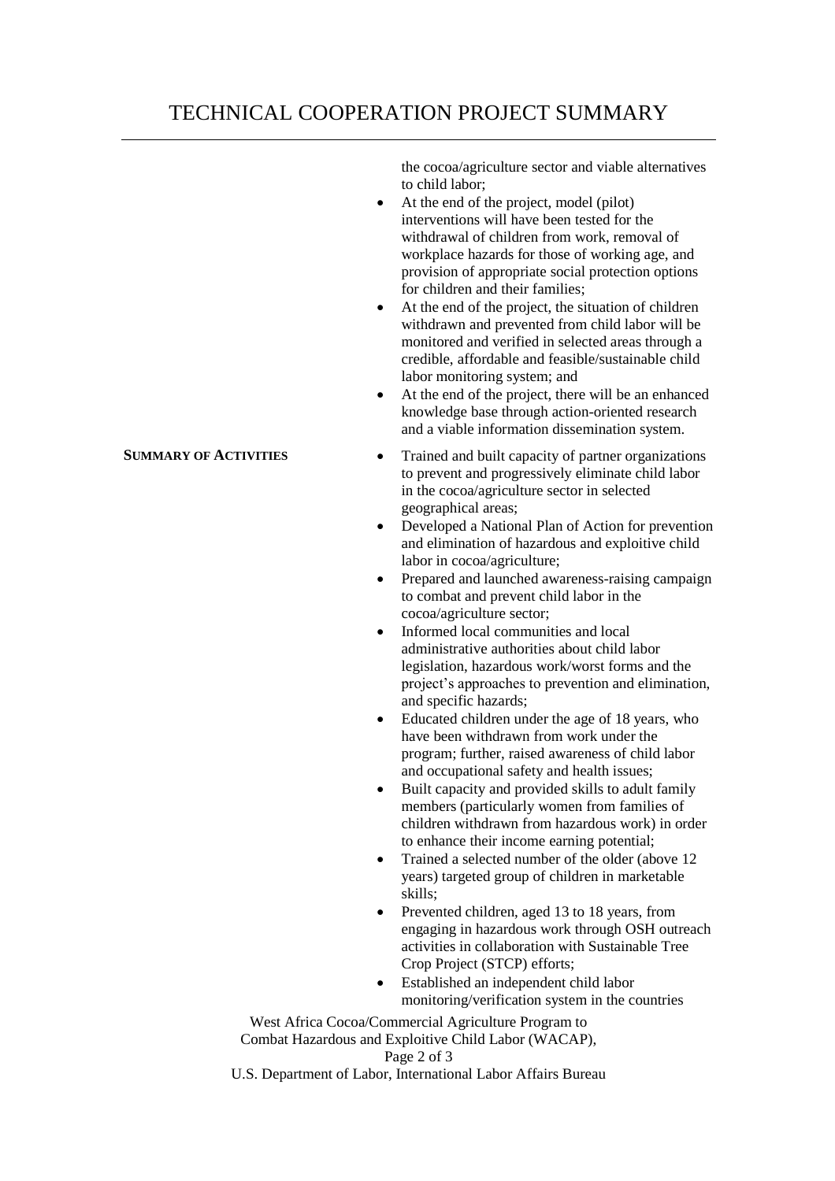# TECHNICAL COOPERATION PROJECT SUMMARY

the cocoa/agriculture sector and viable alternatives to child labor;

- At the end of the project, model (pilot) interventions will have been tested for the withdrawal of children from work, removal of workplace hazards for those of working age, and provision of appropriate social protection options for children and their families;
- At the end of the project, the situation of children withdrawn and prevented from child labor will be monitored and verified in selected areas through a credible, affordable and feasible/sustainable child labor monitoring system; and
- At the end of the project, there will be an enhanced knowledge base through action-oriented research and a viable information dissemination system.

**SUMMARY OF ACTIVITIES**

- Trained and built capacity of partner organizations to prevent and progressively eliminate child labor in the cocoa/agriculture sector in selected geographical areas;
- Developed a National Plan of Action for prevention and elimination of hazardous and exploitive child labor in cocoa/agriculture;
- Prepared and launched awareness-raising campaign to combat and prevent child labor in the cocoa/agriculture sector;
- Informed local communities and local administrative authorities about child labor legislation, hazardous work/worst forms and the project's approaches to prevention and elimination, and specific hazards;
- Educated children under the age of 18 years, who have been withdrawn from work under the program; further, raised awareness of child labor and occupational safety and health issues;
- Built capacity and provided skills to adult family members (particularly women from families of children withdrawn from hazardous work) in order to enhance their income earning potential;
- Trained a selected number of the older (above 12 years) targeted group of children in marketable skills;
- Prevented children, aged 13 to 18 years, from engaging in hazardous work through OSH outreach activities in collaboration with Sustainable Tree Crop Project (STCP) efforts;
- Established an independent child labor monitoring/verification system in the countries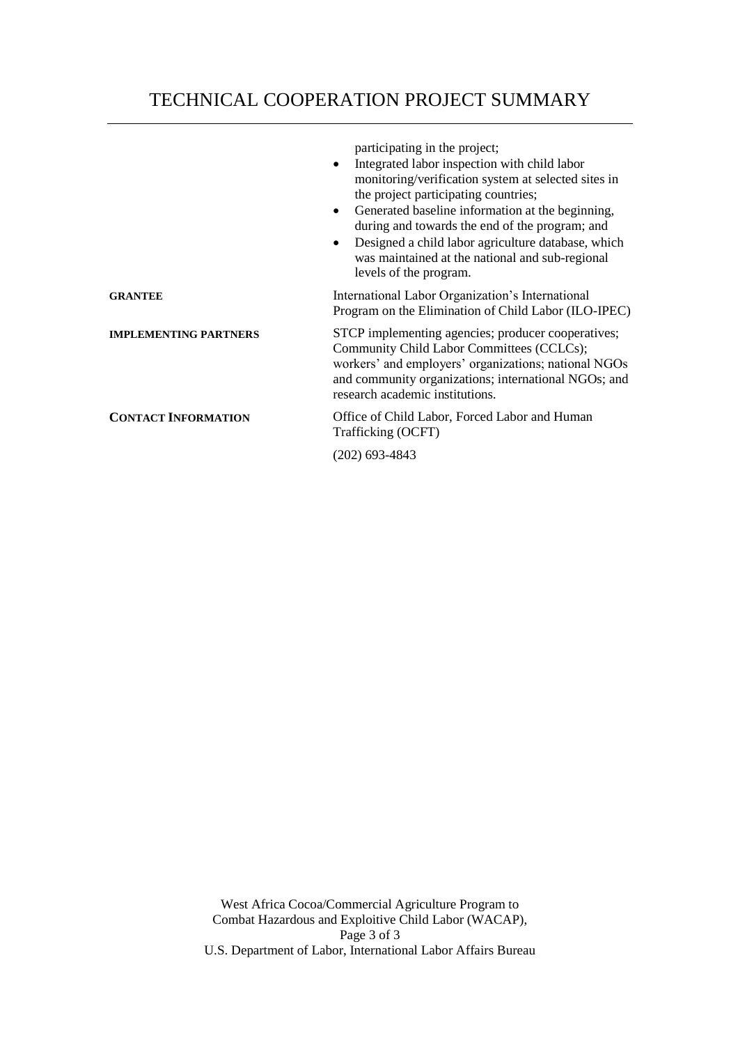# TECHNICAL COOPERATION PROJECT SUMMARY

participating in the project;

- Integrated labor inspection with child labor monitoring/verification system at selected sites in the project participating countries;
- Generated baseline information at the beginning, during and towards the end of the program; and
- Designed a child labor agriculture database, which was maintained at the national and sub-regional levels of the program.

| | |
|---|---|
| **GRANTEE** | International Labor Organization's International Program on the Elimination of Child Labor (ILO-IPEC) |
| **IMPLEMENTING PARTNERS** | STCP implementing agencies; producer cooperatives; Community Child Labor Committees (CCLCs); workers' and employers' organizations; national NGOs and community organizations; international NGOs; and research academic institutions. |
| **CONTACT INFORMATION** | Office of Child Labor, Forced Labor and Human Trafficking (OCFT)<br>(202) 693-4843 |